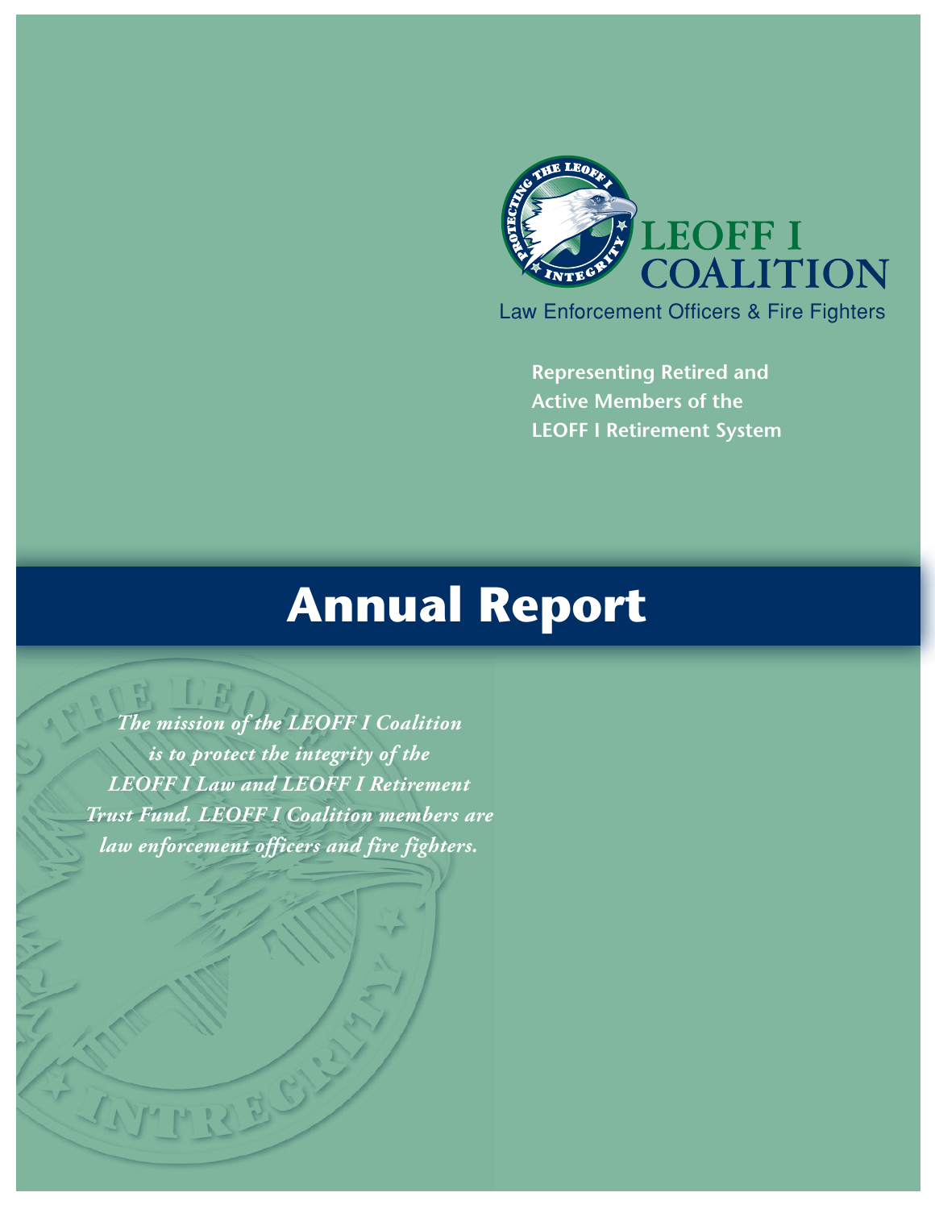LEOFF I COALITION

Law Enforcement Officers & Fire Fighters

**Representing Retired and Active Members of the LEOFF I Retirement System**

# Annual Report

***The mission of the LEOFF I Coalition is to protect the integrity of the LEOFF I Law and LEOFF I Retirement Trust Fund. LEOFF I Coalition members are law enforcement officers and fire fighters.***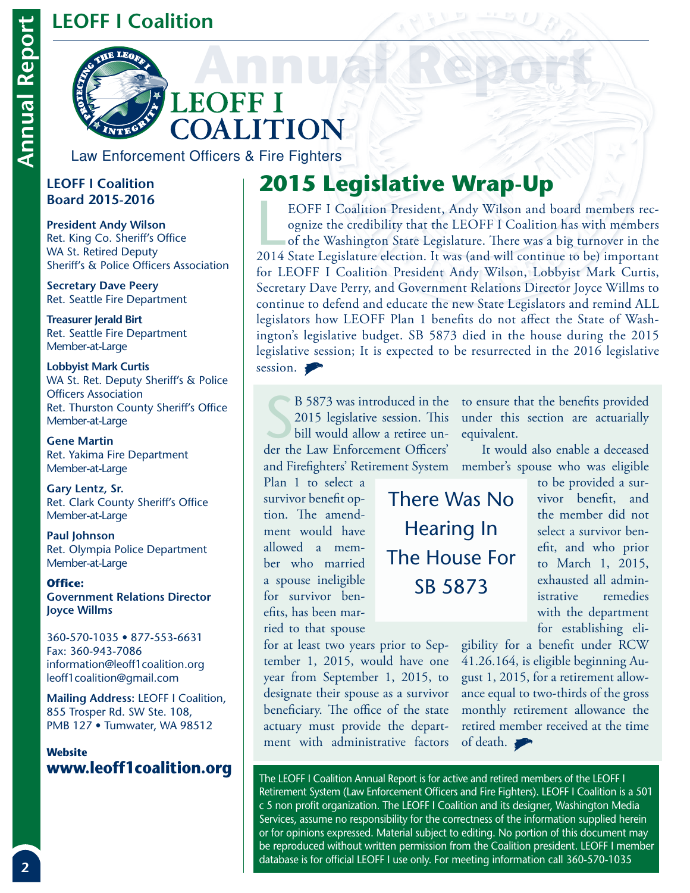# LEOFF I Coalition

# LEOFF I COALITION

Law Enforcement Officers & Fire Fighters

### LEOFF I Coalition Board 2015-2016

**President Andy Wilson**
Ret. King Co. Sheriff's Office
WA St. Retired Deputy
Sheriff's & Police Officers Association

**Secretary Dave Peery**
Ret. Seattle Fire Department

**Treasurer Jerald Birt**
Ret. Seattle Fire Department
Member-at-Large

**Lobbyist Mark Curtis**
WA St. Ret. Deputy Sheriff's & Police Officers Association
Ret. Thurston County Sheriff's Office
Member-at-Large

**Gene Martin**
Ret. Yakima Fire Department
Member-at-Large

**Gary Lentz, Sr.**
Ret. Clark County Sheriff's Office
Member-at-Large

**Paul Johnson**
Ret. Olympia Police Department
Member-at-Large

**Office:**
**Government Relations Director Joyce Willms**

360-570-1035 • 877-553-6631
Fax: 360-943-7086
information@leoff1coalition.org
leoff1coalition@gmail.com

**Mailing Address:** LEOFF I Coalition, 855 Trosper Rd. SW Ste. 108, PMB 127 • Tumwater, WA 98512

**Website**
**www.leoff1coalition.org**

## 2015 Legislative Wrap-Up

LEOFF I Coalition President, Andy Wilson and board members recognize the credibility that the LEOFF I Coalition has with members of the Washington State Legislature. There was a big turnover in the 2014 State Legislature election. It was (and will continue to be) important for LEOFF I Coalition President Andy Wilson, Lobbyist Mark Curtis, Secretary Dave Perry, and Government Relations Director Joyce Willms to continue to defend and educate the new State Legislators and remind ALL legislators how LEOFF Plan 1 benefits do not affect the State of Washington's legislative budget. SB 5873 died in the house during the 2015 legislative session; It is expected to be resurrected in the 2016 legislative session.

SB 5873 was introduced in the 2015 legislative session. This bill would allow a retiree under the Law Enforcement Officers' and Firefighters' Retirement System Plan 1 to select a survivor benefit option. The amendment would have allowed a member who married a spouse ineligible for survivor benefits, has been married to that spouse for at least two years prior to September 1, 2015, would have one year from September 1, 2015, to designate their spouse as a survivor beneficiary. The office of the state actuary must provide the department with administrative factors to ensure that the benefits provided under this section are actuarially equivalent.

**There Was No Hearing In The House For SB 5873**

It would also enable a deceased member's spouse who was eligible to be provided a survivor benefit, and the member did not select a survivor benefit, and who prior to March 1, 2015, exhausted all administrative remedies with the department for establishing eligibility for a benefit under RCW 41.26.164, is eligible beginning August 1, 2015, for a retirement allowance equal to two-thirds of the gross monthly retirement allowance the retired member received at the time of death.

The LEOFF I Coalition Annual Report is for active and retired members of the LEOFF I Retirement System (Law Enforcement Officers and Fire Fighters). LEOFF I Coalition is a 501 c 5 non profit organization. The LEOFF I Coalition and its designer, Washington Media Services, assume no responsibility for the correctness of the information supplied herein or for opinions expressed. Material subject to editing. No portion of this document may be reproduced without written permission from the Coalition president. LEOFF I member database is for official LEOFF I use only. For meeting information call 360-570-1035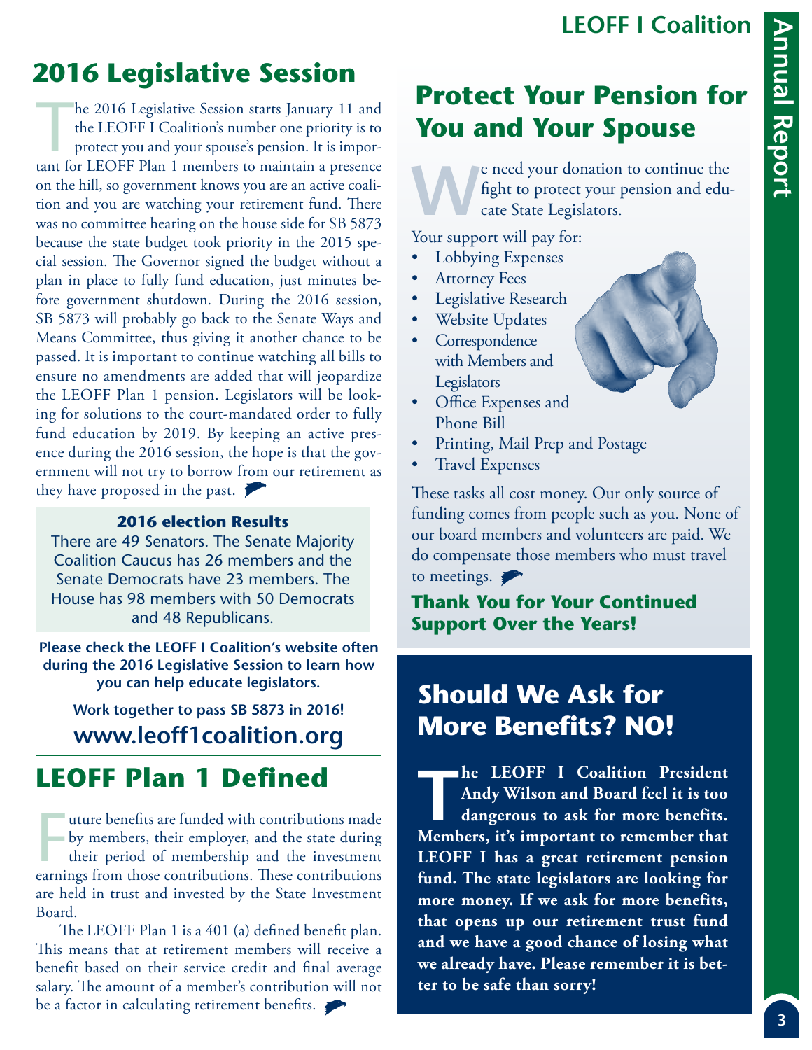## 2016 Legislative Session

The 2016 Legislative Session starts January 11 and the LEOFF I Coalition's number one priority is to protect you and your spouse's pension. It is important for LEOFF Plan 1 members to maintain a presence on the hill, so government knows you are an active coalition and you are watching your retirement fund. There was no committee hearing on the house side for SB 5873 because the state budget took priority in the 2015 special session. The Governor signed the budget without a plan in place to fully fund education, just minutes before government shutdown. During the 2016 session, SB 5873 will probably go back to the Senate Ways and Means Committee, thus giving it another chance to be passed. It is important to continue watching all bills to ensure no amendments are added that will jeopardize the LEOFF Plan 1 pension. Legislators will be looking for solutions to the court-mandated order to fully fund education by 2019. By keeping an active presence during the 2016 session, the hope is that the government will not try to borrow from our retirement as they have proposed in the past.

**2016 election Results**

There are 49 Senators. The Senate Majority Coalition Caucus has 26 members and the Senate Democrats have 23 members. The House has 98 members with 50 Democrats and 48 Republicans.

**Please check the LEOFF I Coalition's website often during the 2016 Legislative Session to learn how you can help educate legislators.**

**Work together to pass SB 5873 in 2016!**

**www.leoff1coalition.org**

## LEOFF Plan 1 Defined

Future benefits are funded with contributions made by members, their employer, and the state during their period of membership and the investment earnings from those contributions. These contributions are held in trust and invested by the State Investment Board.

The LEOFF Plan 1 is a 401 (a) defined benefit plan. This means that at retirement members will receive a benefit based on their service credit and final average salary. The amount of a member's contribution will not be a factor in calculating retirement benefits.

## Protect Your Pension for You and Your Spouse

We need your donation to continue the fight to protect your pension and educate State Legislators.

Your support will pay for:

- Lobbying Expenses
- Attorney Fees
- Legislative Research
- Website Updates
- Correspondence with Members and Legislators
- Office Expenses and Phone Bill
- Printing, Mail Prep and Postage
- Travel Expenses

These tasks all cost money. Our only source of funding comes from people such as you. None of our board members and volunteers are paid. We do compensate those members who must travel to meetings.

**Thank You for Your Continued Support Over the Years!**

## Should We Ask for More Benefits? NO!

**The LEOFF I Coalition President Andy Wilson and Board feel it is too dangerous to ask for more benefits. Members, it's important to remember that LEOFF I has a great retirement pension fund. The state legislators are looking for more money. If we ask for more benefits, that opens up our retirement trust fund and we have a good chance of losing what we already have. Please remember it is better to be safe than sorry!**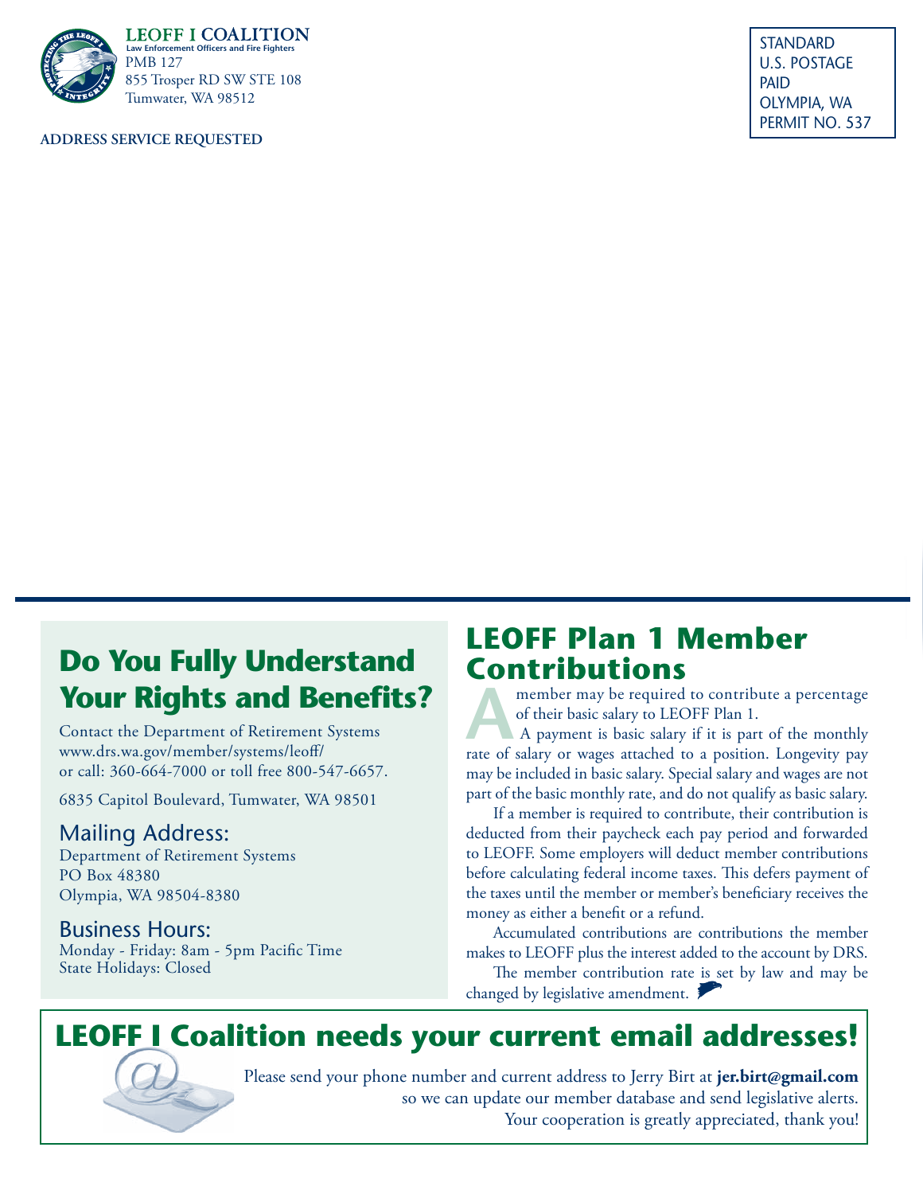**LEOFF I COALITION**
Law Enforcement Officers and Fire Fighters
PMB 127
855 Trosper RD SW STE 108
Tumwater, WA 98512

ADDRESS SERVICE REQUESTED

STANDARD
U.S. POSTAGE
PAID
OLYMPIA, WA
PERMIT NO. 537

## Do You Fully Understand Your Rights and Benefits?

Contact the Department of Retirement Systems
www.drs.wa.gov/member/systems/leoff/
or call: 360-664-7000 or toll free 800-547-6657.

6835 Capitol Boulevard, Tumwater, WA 98501

### Mailing Address:

Department of Retirement Systems
PO Box 48380
Olympia, WA 98504-8380

### Business Hours:

Monday - Friday: 8am - 5pm Pacific Time
State Holidays: Closed

## LEOFF Plan 1 Member Contributions

A member may be required to contribute a percentage of their basic salary to LEOFF Plan 1.

A payment is basic salary if it is part of the monthly rate of salary or wages attached to a position. Longevity pay may be included in basic salary. Special salary and wages are not part of the basic monthly rate, and do not qualify as basic salary.

If a member is required to contribute, their contribution is deducted from their paycheck each pay period and forwarded to LEOFF. Some employers will deduct member contributions before calculating federal income taxes. This defers payment of the taxes until the member or member's beneficiary receives the money as either a benefit or a refund.

Accumulated contributions are contributions the member makes to LEOFF plus the interest added to the account by DRS.

The member contribution rate is set by law and may be changed by legislative amendment.

## LEOFF I Coalition needs your current email addresses!

Please send your phone number and current address to Jerry Birt at **jer.birt@gmail.com** so we can update our member database and send legislative alerts. Your cooperation is greatly appreciated, thank you!